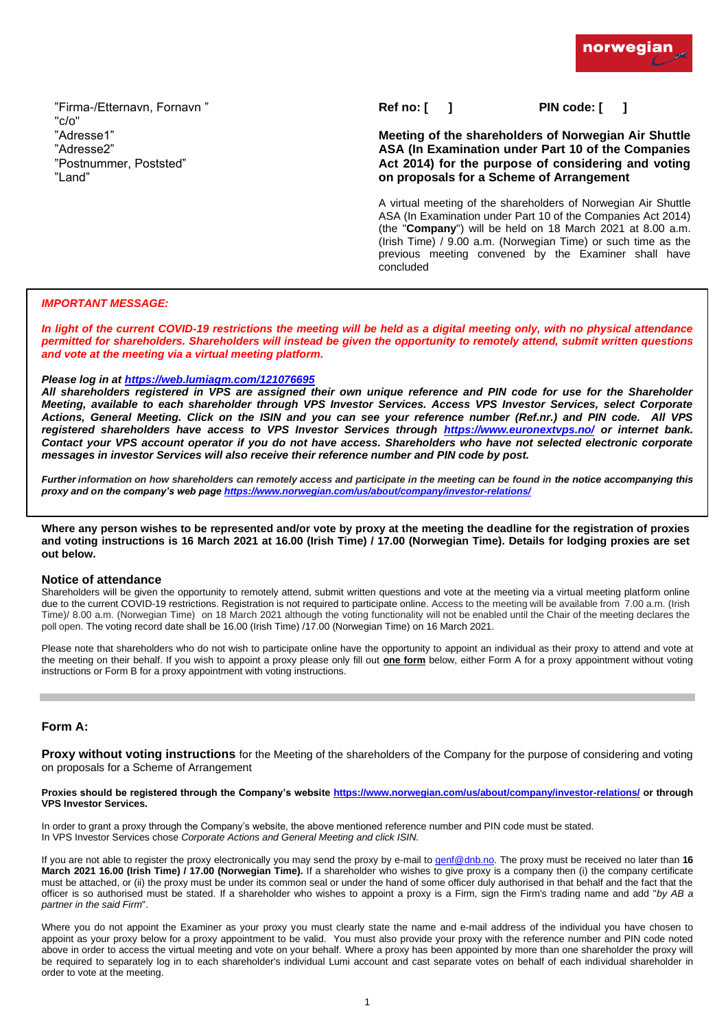norwegian

"Firma-/Etternavn, Fornavn "
"c/o"
"Adresse1"
"Adresse2"
"Postnummer, Poststed"
"Land"

**Ref no: [ ]** **PIN code: [ ]**

**Meeting of the shareholders of Norwegian Air Shuttle ASA (In Examination under Part 10 of the Companies Act 2014) for the purpose of considering and voting on proposals for a Scheme of Arrangement**

A virtual meeting of the shareholders of Norwegian Air Shuttle ASA (In Examination under Part 10 of the Companies Act 2014) (the "**Company**") will be held on 18 March 2021 at 8.00 a.m. (Irish Time) / 9.00 a.m. (Norwegian Time) or such time as the previous meeting convened by the Examiner shall have concluded

***IMPORTANT MESSAGE:***

***In light of the current COVID-19 restrictions the meeting will be held as a digital meeting only, with no physical attendance permitted for shareholders. Shareholders will instead be given the opportunity to remotely attend, submit written questions and vote at the meeting via a virtual meeting platform.***

***Please log in at https://web.lumiagm.com/121076695***
***All shareholders registered in VPS are assigned their own unique reference and PIN code for use for the Shareholder Meeting, available to each shareholder through VPS Investor Services. Access VPS Investor Services, select Corporate Actions, General Meeting. Click on the ISIN and you can see your reference number (Ref.nr.) and PIN code. All VPS registered shareholders have access to VPS Investor Services through https://www.euronextvps.no/ or internet bank. Contact your VPS account operator if you do not have access. Shareholders who have not selected electronic corporate messages in investor Services will also receive their reference number and PIN code by post.***

***Further** information on how shareholders can remotely access and participate in the meeting can be found in **the notice accompanying this proxy and on the company's web page https://www.norwegian.com/us/about/company/investor-relations/***

**Where any person wishes to be represented and/or vote by proxy at the meeting the deadline for the registration of proxies and voting instructions is 16 March 2021 at 16.00 (Irish Time) / 17.00 (Norwegian Time). Details for lodging proxies are set out below.**

## Notice of attendance

Shareholders will be given the opportunity to remotely attend, submit written questions and vote at the meeting via a virtual meeting platform online due to the current COVID-19 restrictions. Registration is not required to participate online. Access to the meeting will be available from 7.00 a.m. (Irish Time)/ 8.00 a.m. (Norwegian Time) on 18 March 2021 although the voting functionality will not be enabled until the Chair of the meeting declares the poll open. The voting record date shall be 16.00 (Irish Time) /17.00 (Norwegian Time) on 16 March 2021.

Please note that shareholders who do not wish to participate online have the opportunity to appoint an individual as their proxy to attend and vote at the meeting on their behalf. If you wish to appoint a proxy please only fill out **one form** below, either Form A for a proxy appointment without voting instructions or Form B for a proxy appointment with voting instructions.

## Form A:

**Proxy without voting instructions** for the Meeting of the shareholders of the Company for the purpose of considering and voting on proposals for a Scheme of Arrangement

**Proxies should be registered through the Company's website https://www.norwegian.com/us/about/company/investor-relations/ or through VPS Investor Services.**

In order to grant a proxy through the Company's website, the above mentioned reference number and PIN code must be stated.
In VPS Investor Services chose *Corporate Actions and General Meeting and click ISIN.*

If you are not able to register the proxy electronically you may send the proxy by e-mail to genf@dnb.no. The proxy must be received no later than **16 March 2021 16.00 (Irish Time) / 17.00 (Norwegian Time).** If a shareholder who wishes to give proxy is a company then (i) the company certificate must be attached, or (ii) the proxy must be under its common seal or under the hand of some officer duly authorised in that behalf and the fact that the officer is so authorised must be stated. If a shareholder who wishes to appoint a proxy is a Firm, sign the Firm's trading name and add "*by AB a partner in the said Firm*".

Where you do not appoint the Examiner as your proxy you must clearly state the name and e-mail address of the individual you have chosen to appoint as your proxy below for a proxy appointment to be valid. You must also provide your proxy with the reference number and PIN code noted above in order to access the virtual meeting and vote on your behalf. Where a proxy has been appointed by more than one shareholder the proxy will be required to separately log in to each shareholder's individual Lumi account and cast separate votes on behalf of each individual shareholder in order to vote at the meeting.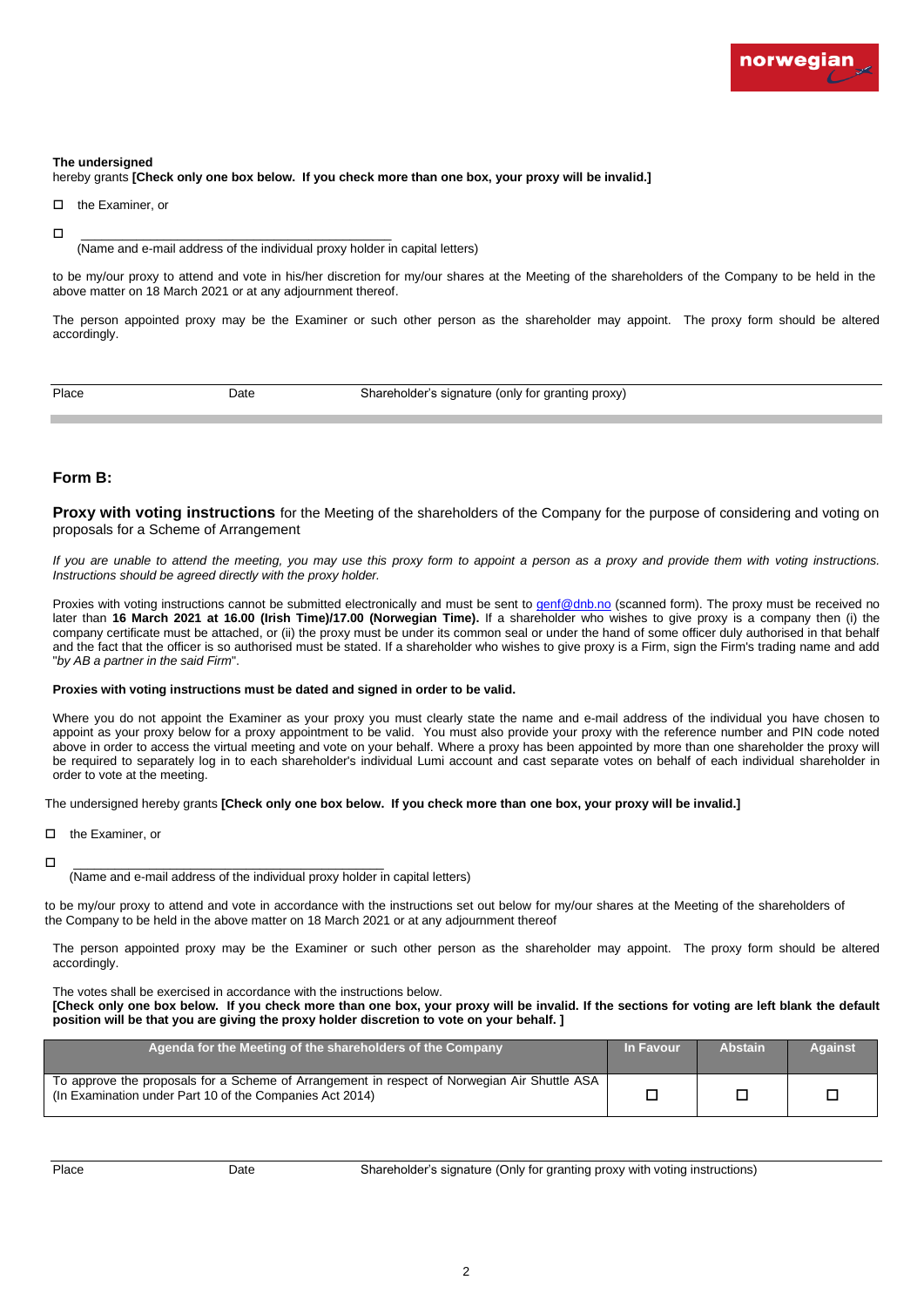**The undersigned**
hereby grants **[Check only one box below. If you check more than one box, your proxy will be invalid.]**

☐ the Examiner, or

☐ ______________________________________________
(Name and e-mail address of the individual proxy holder in capital letters)

to be my/our proxy to attend and vote in his/her discretion for my/our shares at the Meeting of the shareholders of the Company to be held in the above matter on 18 March 2021 or at any adjournment thereof.

The person appointed proxy may be the Examiner or such other person as the shareholder may appoint. The proxy form should be altered accordingly.

Place Date Shareholder's signature (only for granting proxy)

## Form B:

**Proxy with voting instructions** for the Meeting of the shareholders of the Company for the purpose of considering and voting on proposals for a Scheme of Arrangement

*If you are unable to attend the meeting, you may use this proxy form to appoint a person as a proxy and provide them with voting instructions. Instructions should be agreed directly with the proxy holder.*

Proxies with voting instructions cannot be submitted electronically and must be sent to genf@dnb.no (scanned form). The proxy must be received no later than **16 March 2021 at 16.00 (Irish Time)/17.00 (Norwegian Time).** If a shareholder who wishes to give proxy is a company then (i) the company certificate must be attached, or (ii) the proxy must be under its common seal or under the hand of some officer duly authorised in that behalf and the fact that the officer is so authorised must be stated. If a shareholder who wishes to give proxy is a Firm, sign the Firm's trading name and add "*by AB a partner in the said Firm*".

**Proxies with voting instructions must be dated and signed in order to be valid.**

Where you do not appoint the Examiner as your proxy you must clearly state the name and e-mail address of the individual you have chosen to appoint as your proxy below for a proxy appointment to be valid. You must also provide your proxy with the reference number and PIN code noted above in order to access the virtual meeting and vote on your behalf. Where a proxy has been appointed by more than one shareholder the proxy will be required to separately log in to each shareholder's individual Lumi account and cast separate votes on behalf of each individual shareholder in order to vote at the meeting.

The undersigned hereby grants **[Check only one box below. If you check more than one box, your proxy will be invalid.]**

☐ the Examiner, or

☐ ______________________________________________
(Name and e-mail address of the individual proxy holder in capital letters)

to be my/our proxy to attend and vote in accordance with the instructions set out below for my/our shares at the Meeting of the shareholders of the Company to be held in the above matter on 18 March 2021 or at any adjournment thereof

The person appointed proxy may be the Examiner or such other person as the shareholder may appoint. The proxy form should be altered accordingly.

The votes shall be exercised in accordance with the instructions below.
**[Check only one box below. If you check more than one box, your proxy will be invalid. If the sections for voting are left blank the default position will be that you are giving the proxy holder discretion to vote on your behalf. ]**

| Agenda for the Meeting of the shareholders of the Company | In Favour | Abstain | Against |
|---|---|---|---|
| To approve the proposals for a Scheme of Arrangement in respect of Norwegian Air Shuttle ASA (In Examination under Part 10 of the Companies Act 2014) | ☐ | ☐ | ☐ |

Place Date Shareholder's signature (Only for granting proxy with voting instructions)